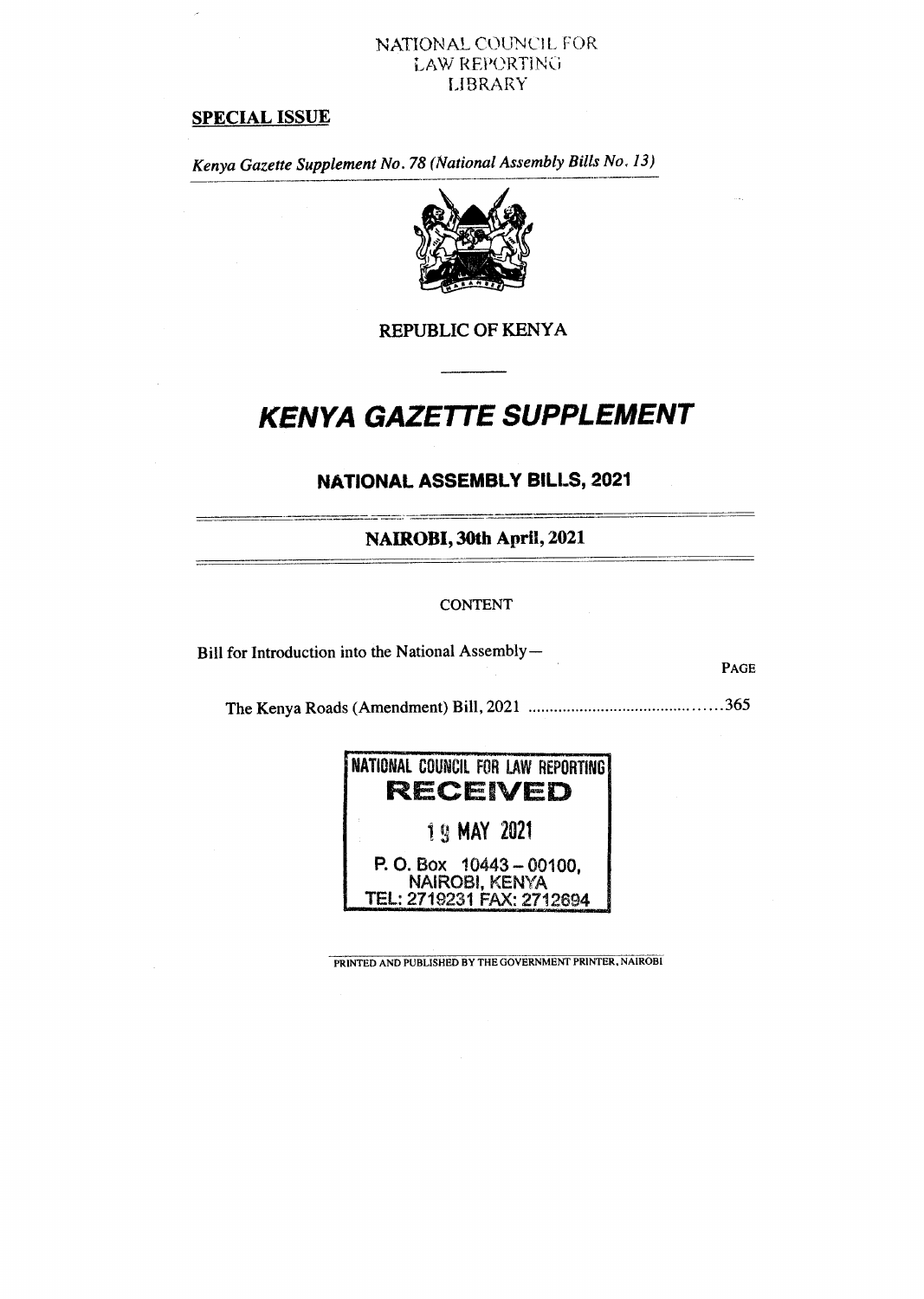NATIONAL COUNCIL FOR LAW REPORTING LIBRARY

**SPECIAL ISSUE**

*Kenya Gazette Supplement No. 78 (National Assembly Bills No. 13)*

REPUBLIC OF KENYA

# *KENYA GAZETTE SUPPLEMENT*

## NATIONAL ASSEMBLY BILLS, 2021

**NAIROBI, 30th April, 2021**

CONTENT

Bill for Introduction into the National Assembly—

| | PAGE |
|---|---|
| The Kenya Roads (Amendment) Bill, 2021 ........................................ | 365 |

NATIONAL COUNCIL FOR LAW REPORTING
**RECEIVED**
19 MAY 2021
P. O. Box 10443 – 00100,
NAIROBI, KENYA
TEL: 2719231 FAX: 2712694

PRINTED AND PUBLISHED BY THE GOVERNMENT PRINTER, NAIROBI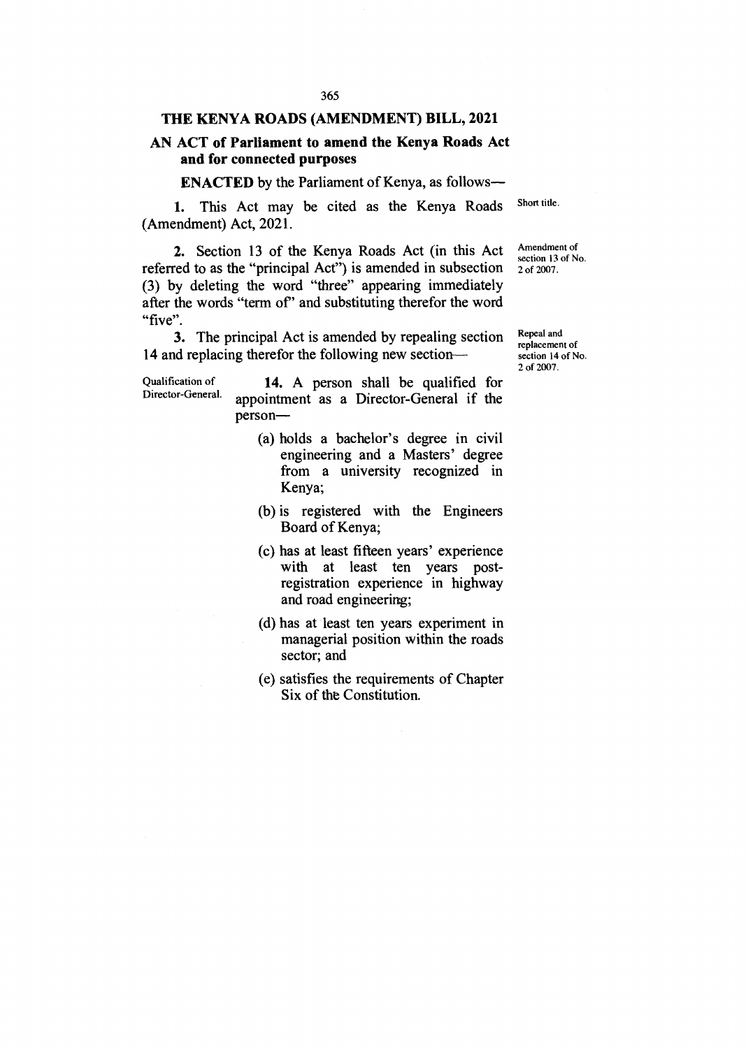# THE KENYA ROADS (AMENDMENT) BILL, 2021

## AN ACT of Parliament to amend the Kenya Roads Act and for connected purposes

**ENACTED** by the Parliament of Kenya, as follows—

Short title.

**1.** This Act may be cited as the Kenya Roads (Amendment) Act, 2021.

Amendment of section 13 of No. 2 of 2007.

**2.** Section 13 of the Kenya Roads Act (in this Act referred to as the "principal Act") is amended in subsection (3) by deleting the word "three" appearing immediately after the words "term of" and substituting therefor the word "five".

Repeal and replacement of section 14 of No. 2 of 2007.

**3.** The principal Act is amended by repealing section 14 and replacing therefor the following new section—

Qualification of Director-General.

**14.** A person shall be qualified for appointment as a Director-General if the person—

(a) holds a bachelor's degree in civil engineering and a Masters' degree from a university recognized in Kenya;

(b) is registered with the Engineers Board of Kenya;

(c) has at least fifteen years' experience with at least ten years post-registration experience in highway and road engineering;

(d) has at least ten years experiment in managerial position within the roads sector; and

(e) satisfies the requirements of Chapter Six of the Constitution.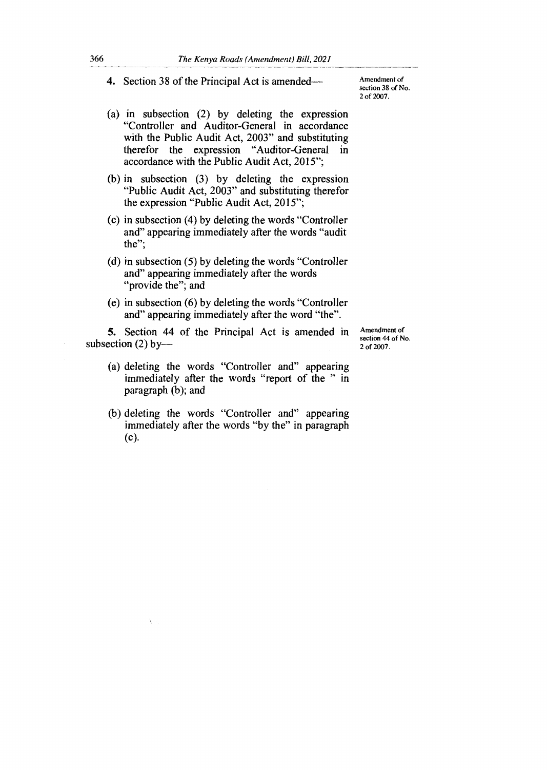**4.** Section 38 of the Principal Act is amended—

Amendment of section 38 of No. 2 of 2007.

(a) in subsection (2) by deleting the expression "Controller and Auditor-General in accordance with the Public Audit Act, 2003" and substituting therefor the expression "Auditor-General in accordance with the Public Audit Act, 2015";

(b) in subsection (3) by deleting the expression "Public Audit Act, 2003" and substituting therefor the expression "Public Audit Act, 2015";

(c) in subsection (4) by deleting the words "Controller and" appearing immediately after the words "audit the";

(d) in subsection (5) by deleting the words "Controller and" appearing immediately after the words "provide the"; and

(e) in subsection (6) by deleting the words "Controller and" appearing immediately after the word "the".

**5.** Section 44 of the Principal Act is amended in subsection (2) by—

Amendment of section 44 of No. 2 of 2007.

(a) deleting the words "Controller and" appearing immediately after the words "report of the " in paragraph (b); and

(b) deleting the words "Controller and" appearing immediately after the words "by the" in paragraph (c).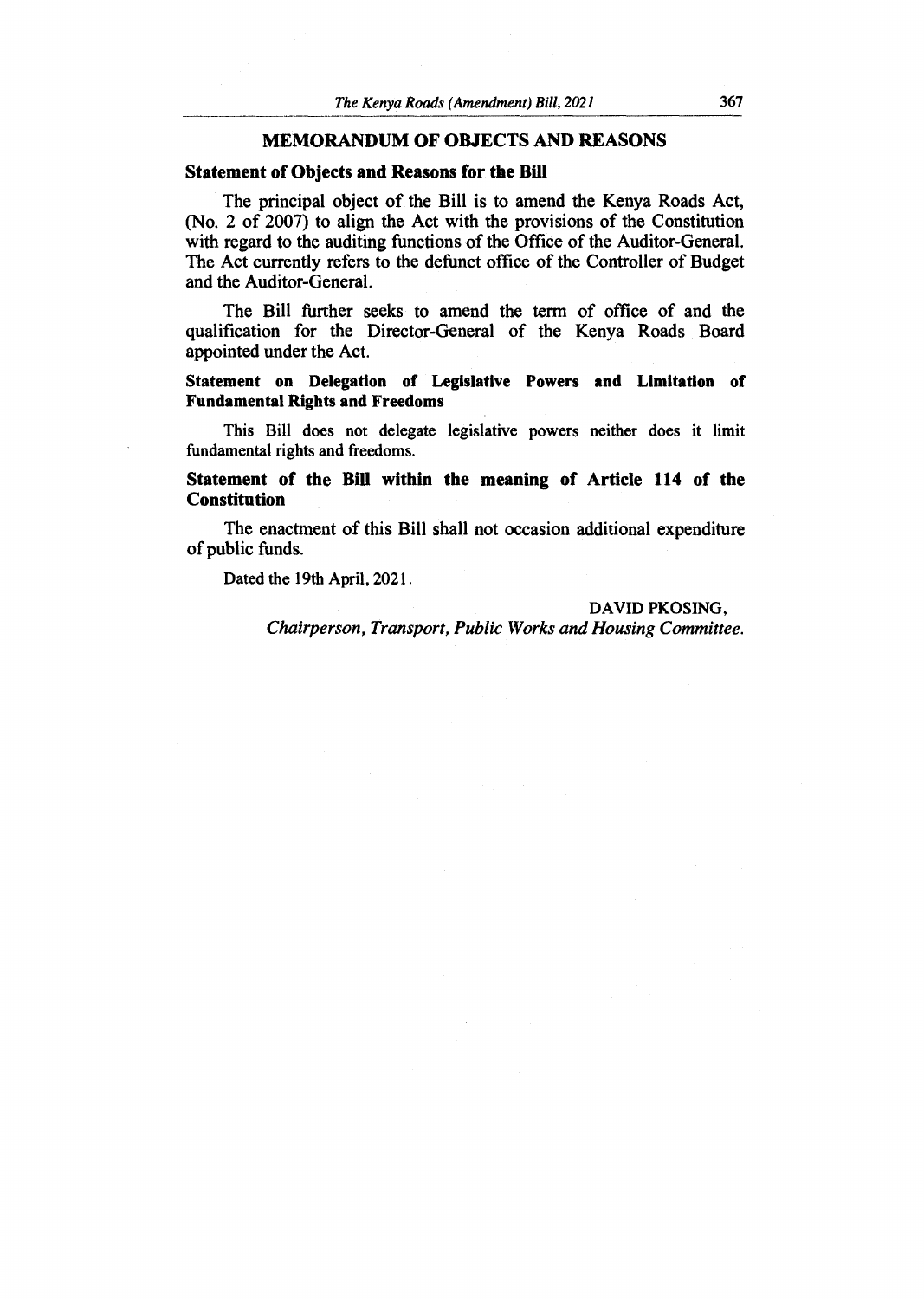## MEMORANDUM OF OBJECTS AND REASONS

### Statement of Objects and Reasons for the Bill

The principal object of the Bill is to amend the Kenya Roads Act, (No. 2 of 2007) to align the Act with the provisions of the Constitution with regard to the auditing functions of the Office of the Auditor-General. The Act currently refers to the defunct office of the Controller of Budget and the Auditor-General.

The Bill further seeks to amend the term of office of and the qualification for the Director-General of the Kenya Roads Board appointed under the Act.

### Statement on Delegation of Legislative Powers and Limitation of Fundamental Rights and Freedoms

This Bill does not delegate legislative powers neither does it limit fundamental rights and freedoms.

### Statement of the Bill within the meaning of Article 114 of the Constitution

The enactment of this Bill shall not occasion additional expenditure of public funds.

Dated the 19th April, 2021.

DAVID PKOSING,
*Chairperson, Transport, Public Works and Housing Committee.*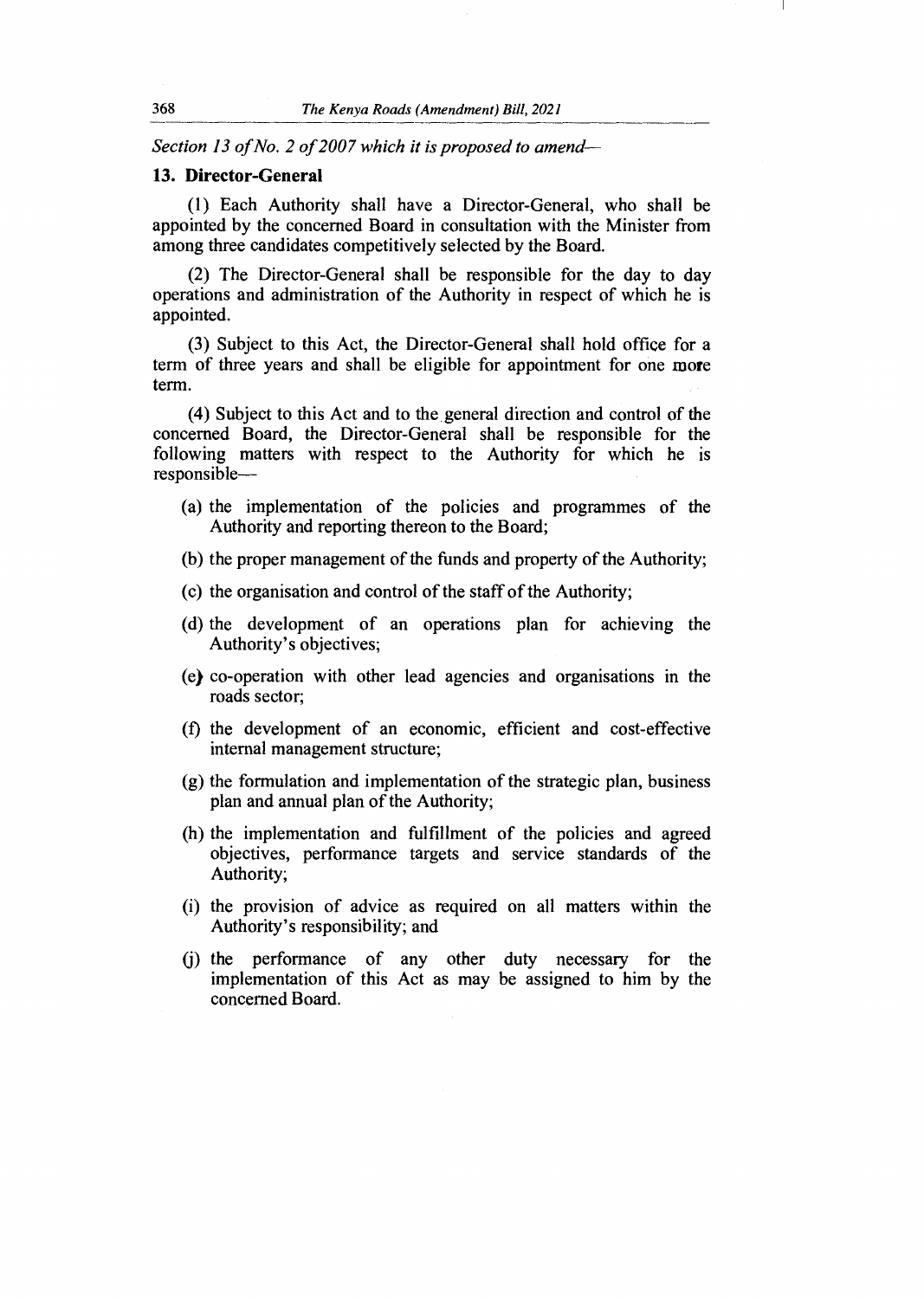*Section 13 of No. 2 of 2007 which it is proposed to amend—*

**13. Director-General**

(1) Each Authority shall have a Director-General, who shall be appointed by the concerned Board in consultation with the Minister from among three candidates competitively selected by the Board.

(2) The Director-General shall be responsible for the day to day operations and administration of the Authority in respect of which he is appointed.

(3) Subject to this Act, the Director-General shall hold office for a term of three years and shall be eligible for appointment for one more term.

(4) Subject to this Act and to the general direction and control of the concerned Board, the Director-General shall be responsible for the following matters with respect to the Authority for which he is responsible—

(a) the implementation of the policies and programmes of the Authority and reporting thereon to the Board;

(b) the proper management of the funds and property of the Authority;

(c) the organisation and control of the staff of the Authority;

(d) the development of an operations plan for achieving the Authority's objectives;

(e) co-operation with other lead agencies and organisations in the roads sector;

(f) the development of an economic, efficient and cost-effective internal management structure;

(g) the formulation and implementation of the strategic plan, business plan and annual plan of the Authority;

(h) the implementation and fulfillment of the policies and agreed objectives, performance targets and service standards of the Authority;

(i) the provision of advice as required on all matters within the Authority's responsibility; and

(j) the performance of any other duty necessary for the implementation of this Act as may be assigned to him by the concerned Board.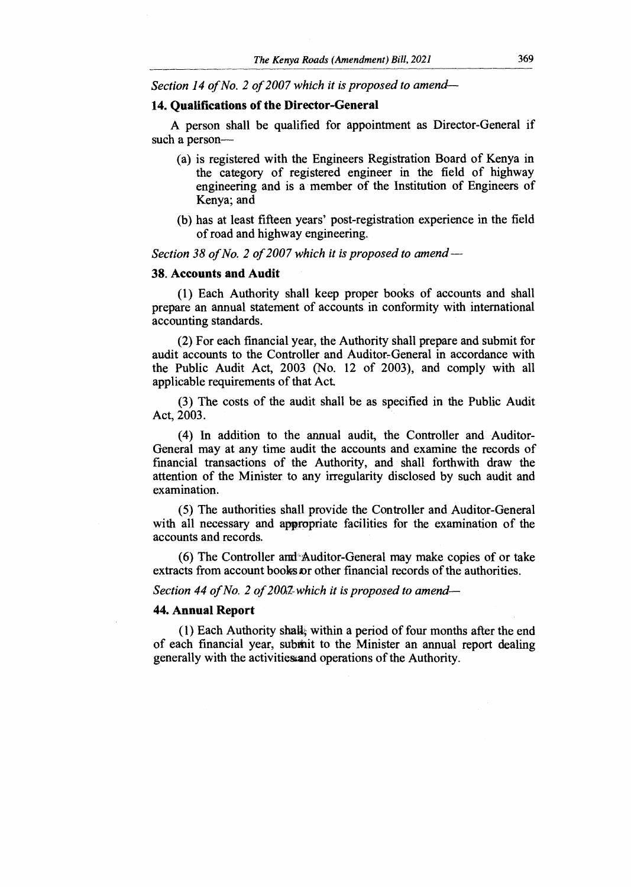*Section 14 of No. 2 of 2007 which it is proposed to amend—*

**14. Qualifications of the Director-General**

A person shall be qualified for appointment as Director-General if such a person—

(a) is registered with the Engineers Registration Board of Kenya in the category of registered engineer in the field of highway engineering and is a member of the Institution of Engineers of Kenya; and

(b) has at least fifteen years' post-registration experience in the field of road and highway engineering.

*Section 38 of No. 2 of 2007 which it is proposed to amend —*

**38. Accounts and Audit**

(1) Each Authority shall keep proper books of accounts and shall prepare an annual statement of accounts in conformity with international accounting standards.

(2) For each financial year, the Authority shall prepare and submit for audit accounts to the Controller and Auditor-General in accordance with the Public Audit Act, 2003 (No. 12 of 2003), and comply with all applicable requirements of that Act.

(3) The costs of the audit shall be as specified in the Public Audit Act, 2003.

(4) In addition to the annual audit, the Controller and Auditor-General may at any time audit the accounts and examine the records of financial transactions of the Authority, and shall forthwith draw the attention of the Minister to any irregularity disclosed by such audit and examination.

(5) The authorities shall provide the Controller and Auditor-General with all necessary and appropriate facilities for the examination of the accounts and records.

(6) The Controller and Auditor-General may make copies of or take extracts from account books or other financial records of the authorities.

*Section 44 of No. 2 of 2007 which it is proposed to amend—*

**44. Annual Report**

(1) Each Authority shall, within a period of four months after the end of each financial year, submit to the Minister an annual report dealing generally with the activities and operations of the Authority.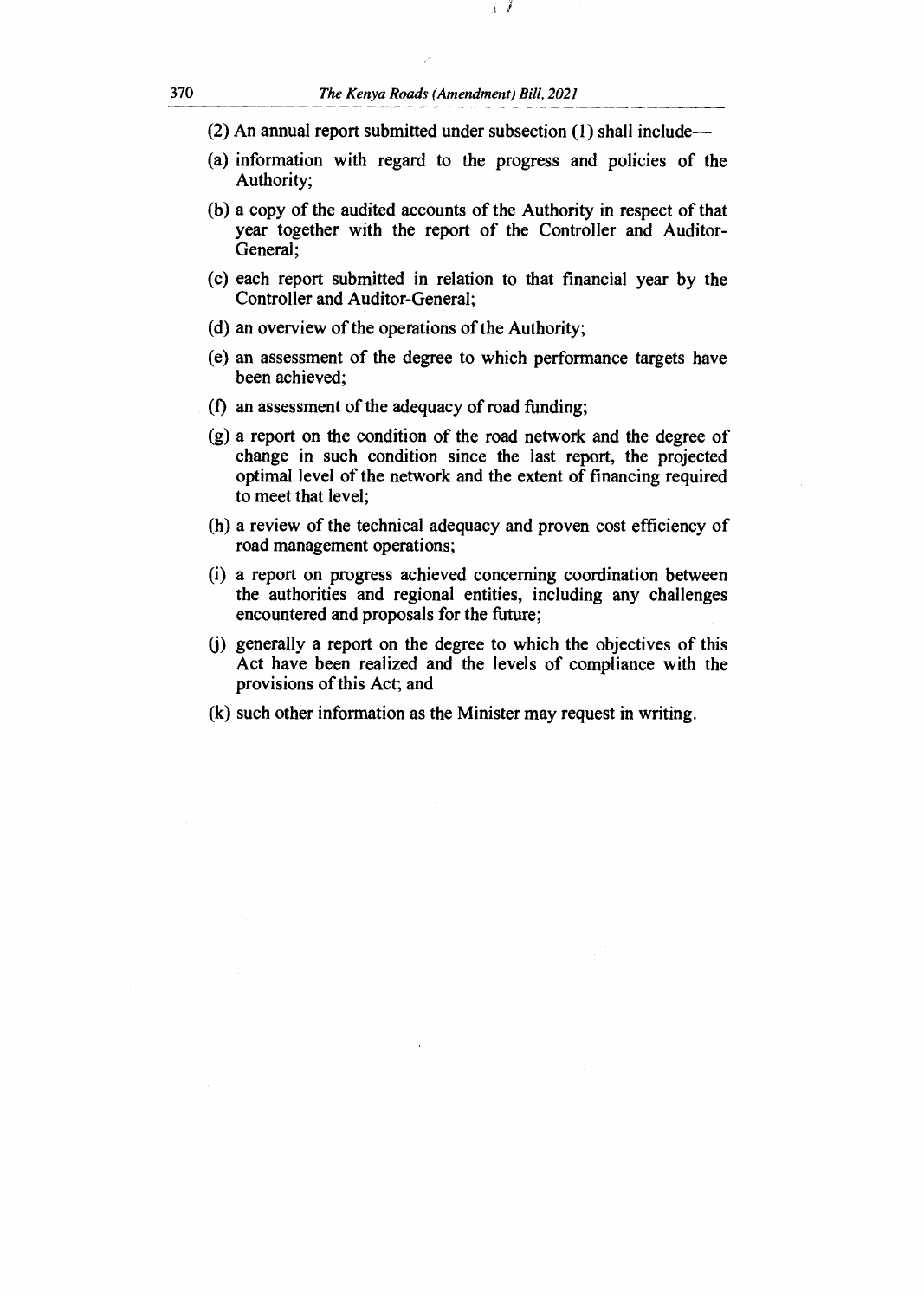(2) An annual report submitted under subsection (1) shall include—

(a) information with regard to the progress and policies of the Authority;

(b) a copy of the audited accounts of the Authority in respect of that year together with the report of the Controller and Auditor-General;

(c) each report submitted in relation to that financial year by the Controller and Auditor-General;

(d) an overview of the operations of the Authority;

(e) an assessment of the degree to which performance targets have been achieved;

(f) an assessment of the adequacy of road funding;

(g) a report on the condition of the road network and the degree of change in such condition since the last report, the projected optimal level of the network and the extent of financing required to meet that level;

(h) a review of the technical adequacy and proven cost efficiency of road management operations;

(i) a report on progress achieved concerning coordination between the authorities and regional entities, including any challenges encountered and proposals for the future;

(j) generally a report on the degree to which the objectives of this Act have been realized and the levels of compliance with the provisions of this Act; and

(k) such other information as the Minister may request in writing.